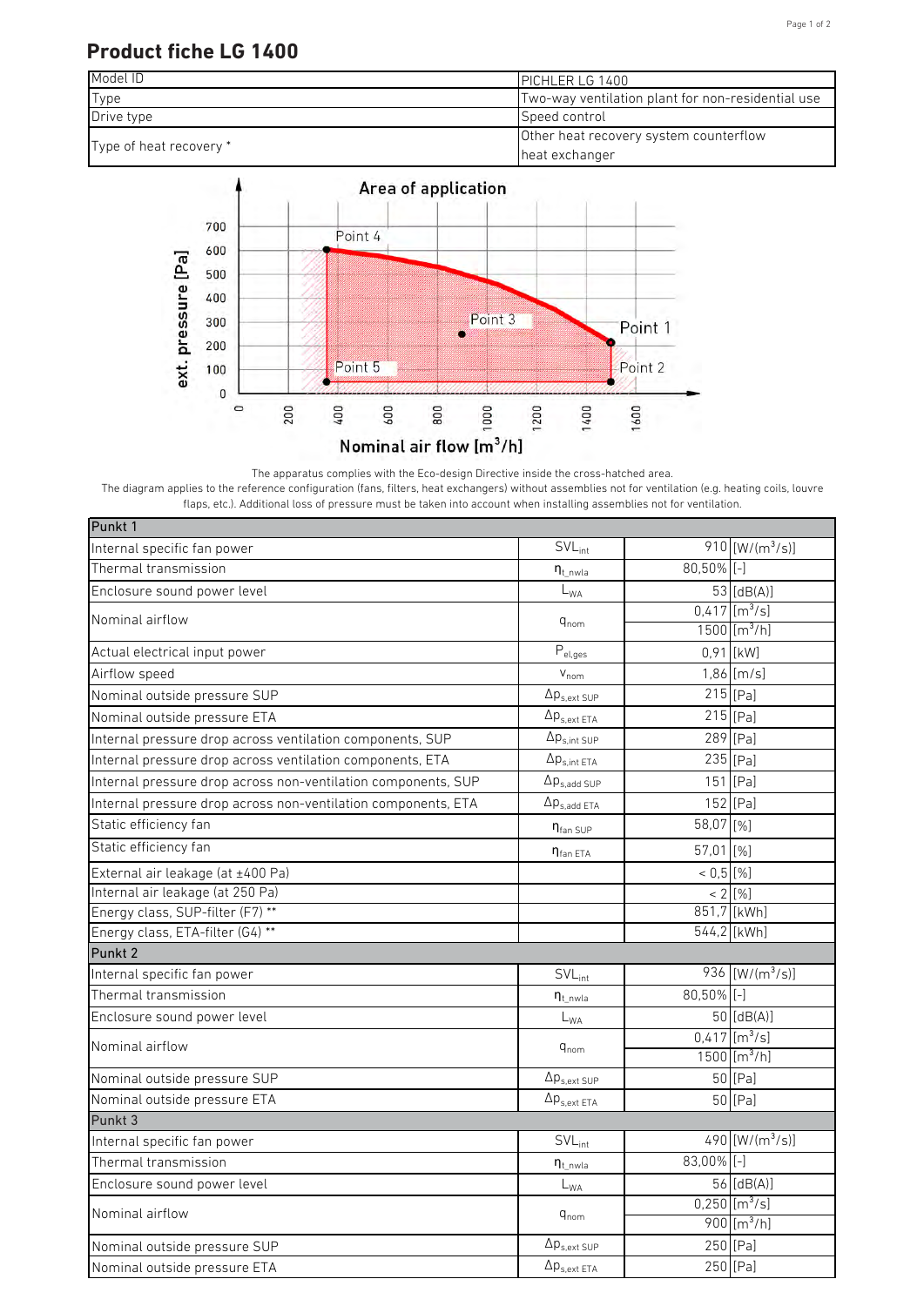# Product fiche LG 1400

| Model ID | PICHLER LG 1400 |
|---|---|
| Type | Two-way ventilation plant for non-residential use |
| Drive type | Speed control |
| Type of heat recovery * | Other heat recovery system counterflow heat exchanger |

**Area of application**

ext. pressure [Pa] — Nominal air flow [m³/h]

Point 4, Point 3, Point 1, Point 5, Point 2

The apparatus complies with the Eco-design Directive inside the cross-hatched area.
The diagram applies to the reference configuration (fans, filters, heat exchangers) without assemblies not for ventilation (e.g. heating coils, louvre flaps, etc.). Additional loss of pressure must be taken into account when installing assemblies not for ventilation.

| Punkt 1 | | | |
|---|---|---|---|
| Internal specific fan power | $SVL_{int}$ | 910 | [W/(m³/s)] |
| Thermal transmission | $\eta_{t\_nwla}$ | 80,50% | [-] |
| Enclosure sound power level | $L_{WA}$ | 53 | [dB(A)] |
| Nominal airflow | $q_{nom}$ | 0,417 | [m³/s] |
| | | 1500 | [m³/h] |
| Actual electrical input power | $P_{el,ges}$ | 0,91 | [kW] |
| Airflow speed | $v_{nom}$ | 1,86 | [m/s] |
| Nominal outside pressure SUP | $\Delta p_{s,ext\ SUP}$ | 215 | [Pa] |
| Nominal outside pressure ETA | $\Delta p_{s,ext\ ETA}$ | 215 | [Pa] |
| Internal pressure drop across ventilation components, SUP | $\Delta p_{s,int\ SUP}$ | 289 | [Pa] |
| Internal pressure drop across ventilation components, ETA | $\Delta p_{s,int\ ETA}$ | 235 | [Pa] |
| Internal pressure drop across non-ventilation components, SUP | $\Delta p_{s,add\ SUP}$ | 151 | [Pa] |
| Internal pressure drop across non-ventilation components, ETA | $\Delta p_{s,add\ ETA}$ | 152 | [Pa] |
| Static efficiency fan | $\eta_{fan\ SUP}$ | 58,07 | [%] |
| Static efficiency fan | $\eta_{fan\ ETA}$ | 57,01 | [%] |
| External air leakage (at ±400 Pa) | | < 0,5 | [%] |
| Internal air leakage (at 250 Pa) | | < 2 | [%] |
| Energy class, SUP-filter (F7) ** | | 851,7 | [kWh] |
| Energy class, ETA-filter (G4) ** | | 544,2 | [kWh] |
| **Punkt 2** | | | |
| Internal specific fan power | $SVL_{int}$ | 936 | [W/(m³/s)] |
| Thermal transmission | $\eta_{t\_nwla}$ | 80,50% | [-] |
| Enclosure sound power level | $L_{WA}$ | 50 | [dB(A)] |
| Nominal airflow | $q_{nom}$ | 0,417 | [m³/s] |
| | | 1500 | [m³/h] |
| Nominal outside pressure SUP | $\Delta p_{s,ext\ SUP}$ | 50 | [Pa] |
| Nominal outside pressure ETA | $\Delta p_{s,ext\ ETA}$ | 50 | [Pa] |
| **Punkt 3** | | | |
| Internal specific fan power | $SVL_{int}$ | 490 | [W/(m³/s)] |
| Thermal transmission | $\eta_{t\_nwla}$ | 83,00% | [-] |
| Enclosure sound power level | $L_{WA}$ | 56 | [dB(A)] |
| Nominal airflow | $q_{nom}$ | 0,250 | [m³/s] |
| | | 900 | [m³/h] |
| Nominal outside pressure SUP | $\Delta p_{s,ext\ SUP}$ | 250 | [Pa] |
| Nominal outside pressure ETA | $\Delta p_{s,ext\ ETA}$ | 250 | [Pa] |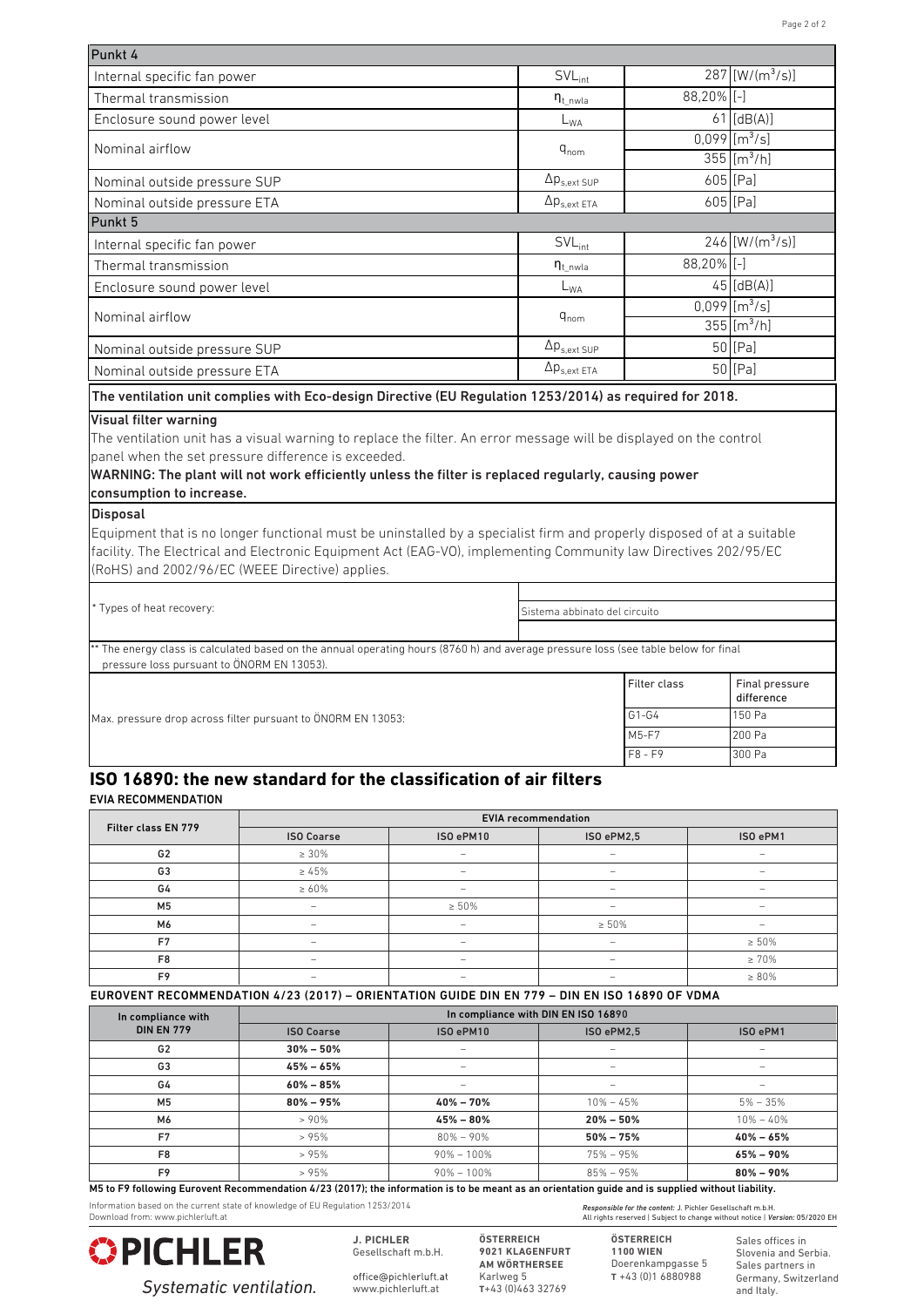| Punkt 4 | | | |
|---|---|---|---|
| Internal specific fan power | $SVL_{int}$ | 287 | [W/(m³/s)] |
| Thermal transmission | $\eta_{t\_nwla}$ | 88,20% | [-] |
| Enclosure sound power level | $L_{WA}$ | 61 | [dB(A)] |
| Nominal airflow | $q_{nom}$ | 0,099 | [m³/s] |
| | | 355 | [m³/h] |
| Nominal outside pressure SUP | $\Delta p_{s,ext\ SUP}$ | 605 | [Pa] |
| Nominal outside pressure ETA | $\Delta p_{s,ext\ ETA}$ | 605 | [Pa] |

| Punkt 5 | | | |
|---|---|---|---|
| Internal specific fan power | $SVL_{int}$ | 246 | [W/(m³/s)] |
| Thermal transmission | $\eta_{t\_nwla}$ | 88,20% | [-] |
| Enclosure sound power level | $L_{WA}$ | 45 | [dB(A)] |
| Nominal airflow | $q_{nom}$ | 0,099 | [m³/s] |
| | | 355 | [m³/h] |
| Nominal outside pressure SUP | $\Delta p_{s,ext\ SUP}$ | 50 | [Pa] |
| Nominal outside pressure ETA | $\Delta p_{s,ext\ ETA}$ | 50 | [Pa] |

**The ventilation unit complies with Eco-design Directive (EU Regulation 1253/2014) as required for 2018.**

**Visual filter warning**

The ventilation unit has a visual warning to replace the filter. An error message will be displayed on the control panel when the set pressure difference is exceeded.

**WARNING: The plant will not work efficiently unless the filter is replaced regularly, causing power consumption to increase.**

**Disposal**

Equipment that is no longer functional must be uninstalled by a specialist firm and properly disposed of at a suitable facility. The Electrical and Electronic Equipment Act (EAG-VO), implementing Community law Directives 202/95/EC (RoHS) and 2002/96/EC (WEEE Directive) applies.

| | |
|---|---|
| * Types of heat recovery: | Sistema abbinato del circuito |

** The energy class is calculated based on the annual operating hours (8760 h) and average pressure loss (see table below for final pressure loss pursuant to ÖNORM EN 13053).

| | Filter class | Final pressure difference |
|---|---|---|
| Max. pressure drop across filter pursuant to ÖNORM EN 13053: | G1-G4 | 150 Pa |
| | M5-F7 | 200 Pa |
| | F8 - F9 | 300 Pa |

## ISO 16890: the new standard for the classification of air filters

**EVIA RECOMMENDATION**

| Filter class EN 779 | EVIA recommendation | | | |
|---|---|---|---|---|
| | ISO Coarse | ISO ePM10 | ISO ePM2,5 | ISO ePM1 |
| G2 | ≥ 30% | – | – | – |
| G3 | ≥ 45% | – | – | – |
| G4 | ≥ 60% | – | – | – |
| M5 | – | ≥ 50% | – | – |
| M6 | – | – | ≥ 50% | – |
| F7 | – | – | – | ≥ 50% |
| F8 | – | – | – | ≥ 70% |
| F9 | – | – | – | ≥ 80% |

**EUROVENT RECOMMENDATION 4/23 (2017) – ORIENTATION GUIDE DIN EN 779 – DIN EN ISO 16890 OF VDMA**

| In compliance with DIN EN 779 | In compliance with DIN EN ISO 16890 | | | |
|---|---|---|---|---|
| | ISO Coarse | ISO ePM10 | ISO ePM2,5 | ISO ePM1 |
| G2 | **30% – 50%** | – | – | – |
| G3 | **45% – 65%** | – | – | – |
| G4 | **60% – 85%** | – | – | – |
| M5 | **80% – 95%** | **40% – 70%** | 10% – 45% | 5% – 35% |
| M6 | > 90% | **45% – 80%** | **20% – 50%** | 10% – 40% |
| F7 | > 95% | 80% – 90% | **50% – 75%** | **40% – 65%** |
| F8 | > 95% | 90% – 100% | 75% – 95% | **65% – 90%** |
| F9 | > 95% | 90% – 100% | 85% – 95% | **80% – 90%** |

**M5 to F9 following Eurovent Recommendation 4/23 (2017); the information is to be meant as an orientation guide and is supplied without liability.**

Information based on the current state of knowledge of EU Regulation 1253/2014
Download from: www.pichlerluft.at

*Responsible for the content:* J. Pichler Gesellschaft m.b.H.
All rights reserved | Subject to change without notice | *Version:* 05/2020 EH

PICHLER
*Systematic ventilation.*

**J. PICHLER**
Gesellschaft m.b.H.
office@pichlerluft.at
www.pichlerluft.at

**ÖSTERREICH**
**9021 KLAGENFURT AM WÖRTHERSEE**
Karlweg 5
T +43 (0)463 32769

**ÖSTERREICH**
**1100 WIEN**
Doerenkampgasse 5
T +43 (0)1 6880988

Sales offices in Slovenia and Serbia.
Sales partners in Germany, Switzerland and Italy.